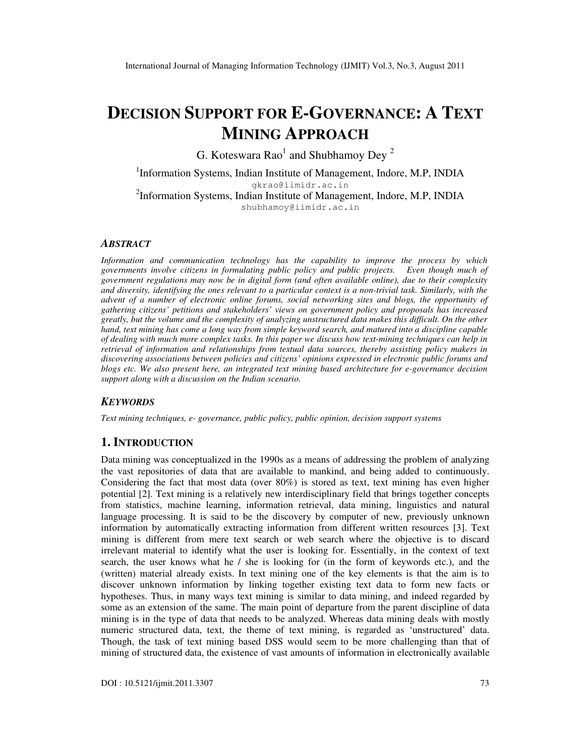# DECISION SUPPORT FOR E-GOVERNANCE: A TEXT MINING APPROACH

G. Koteswara Rao[1] and Shubhamoy Dey [2]

[1]Information Systems, Indian Institute of Management, Indore, M.P, INDIA
gkrao@iimidr.ac.in

[2]Information Systems, Indian Institute of Management, Indore, M.P, INDIA
shubhamoy@iimidr.ac.in

### *ABSTRACT*

*Information and communication technology has the capability to improve the process by which governments involve citizens in formulating public policy and public projects. Even though much of government regulations may now be in digital form (and often available online), due to their complexity and diversity, identifying the ones relevant to a particular context is a non-trivial task. Similarly, with the advent of a number of electronic online forums, social networking sites and blogs, the opportunity of gathering citizens' petitions and stakeholders' views on government policy and proposals has increased greatly, but the volume and the complexity of analyzing unstructured data makes this difficult. On the other hand, text mining has come a long way from simple keyword search, and matured into a discipline capable of dealing with much more complex tasks. In this paper we discuss how text-mining techniques can help in retrieval of information and relationships from textual data sources, thereby assisting policy makers in discovering associations between policies and citizens' opinions expressed in electronic public forums and blogs etc. We also present here, an integrated text mining based architecture for e-governance decision support along with a discussion on the Indian scenario.*

### *KEYWORDS*

*Text mining techniques, e- governance, public policy, public opinion, decision support systems*

## 1. INTRODUCTION

Data mining was conceptualized in the 1990s as a means of addressing the problem of analyzing the vast repositories of data that are available to mankind, and being added to continuously. Considering the fact that most data (over 80%) is stored as text, text mining has even higher potential [2]. Text mining is a relatively new interdisciplinary field that brings together concepts from statistics, machine learning, information retrieval, data mining, linguistics and natural language processing. It is said to be the discovery by computer of new, previously unknown information by automatically extracting information from different written resources [3]. Text mining is different from mere text search or web search where the objective is to discard irrelevant material to identify what the user is looking for. Essentially, in the context of text search, the user knows what he / she is looking for (in the form of keywords etc.), and the (written) material already exists. In text mining one of the key elements is that the aim is to discover unknown information by linking together existing text data to form new facts or hypotheses. Thus, in many ways text mining is similar to data mining, and indeed regarded by some as an extension of the same. The main point of departure from the parent discipline of data mining is in the type of data that needs to be analyzed. Whereas data mining deals with mostly numeric structured data, text, the theme of text mining, is regarded as 'unstructured' data. Though, the task of text mining based DSS would seem to be more challenging than that of mining of structured data, the existence of vast amounts of information in electronically available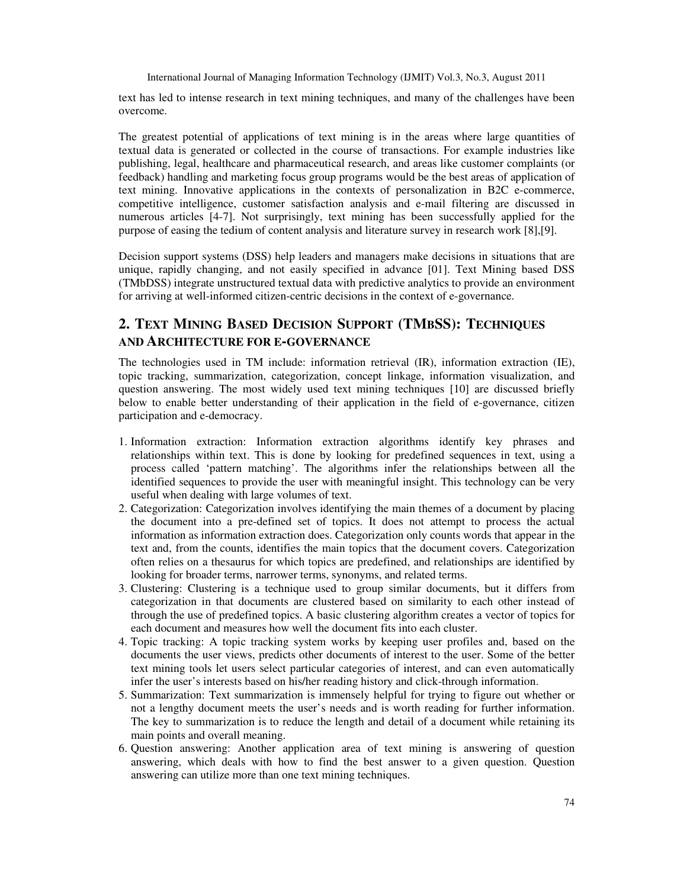text has led to intense research in text mining techniques, and many of the challenges have been overcome.

The greatest potential of applications of text mining is in the areas where large quantities of textual data is generated or collected in the course of transactions. For example industries like publishing, legal, healthcare and pharmaceutical research, and areas like customer complaints (or feedback) handling and marketing focus group programs would be the best areas of application of text mining. Innovative applications in the contexts of personalization in B2C e-commerce, competitive intelligence, customer satisfaction analysis and e-mail filtering are discussed in numerous articles [4-7]. Not surprisingly, text mining has been successfully applied for the purpose of easing the tedium of content analysis and literature survey in research work [8],[9].

Decision support systems (DSS) help leaders and managers make decisions in situations that are unique, rapidly changing, and not easily specified in advance [01]. Text Mining based DSS (TMbDSS) integrate unstructured textual data with predictive analytics to provide an environment for arriving at well-informed citizen-centric decisions in the context of e-governance.

## 2. Text Mining Based Decision Support (TMbSS): Techniques and Architecture for e-governance

The technologies used in TM include: information retrieval (IR), information extraction (IE), topic tracking, summarization, categorization, concept linkage, information visualization, and question answering. The most widely used text mining techniques [10] are discussed briefly below to enable better understanding of their application in the field of e-governance, citizen participation and e-democracy.

1. Information extraction: Information extraction algorithms identify key phrases and relationships within text. This is done by looking for predefined sequences in text, using a process called 'pattern matching'. The algorithms infer the relationships between all the identified sequences to provide the user with meaningful insight. This technology can be very useful when dealing with large volumes of text.
2. Categorization: Categorization involves identifying the main themes of a document by placing the document into a pre-defined set of topics. It does not attempt to process the actual information as information extraction does. Categorization only counts words that appear in the text and, from the counts, identifies the main topics that the document covers. Categorization often relies on a thesaurus for which topics are predefined, and relationships are identified by looking for broader terms, narrower terms, synonyms, and related terms.
3. Clustering: Clustering is a technique used to group similar documents, but it differs from categorization in that documents are clustered based on similarity to each other instead of through the use of predefined topics. A basic clustering algorithm creates a vector of topics for each document and measures how well the document fits into each cluster.
4. Topic tracking: A topic tracking system works by keeping user profiles and, based on the documents the user views, predicts other documents of interest to the user. Some of the better text mining tools let users select particular categories of interest, and can even automatically infer the user's interests based on his/her reading history and click-through information.
5. Summarization: Text summarization is immensely helpful for trying to figure out whether or not a lengthy document meets the user's needs and is worth reading for further information. The key to summarization is to reduce the length and detail of a document while retaining its main points and overall meaning.
6. Question answering: Another application area of text mining is answering of question answering, which deals with how to find the best answer to a given question. Question answering can utilize more than one text mining techniques.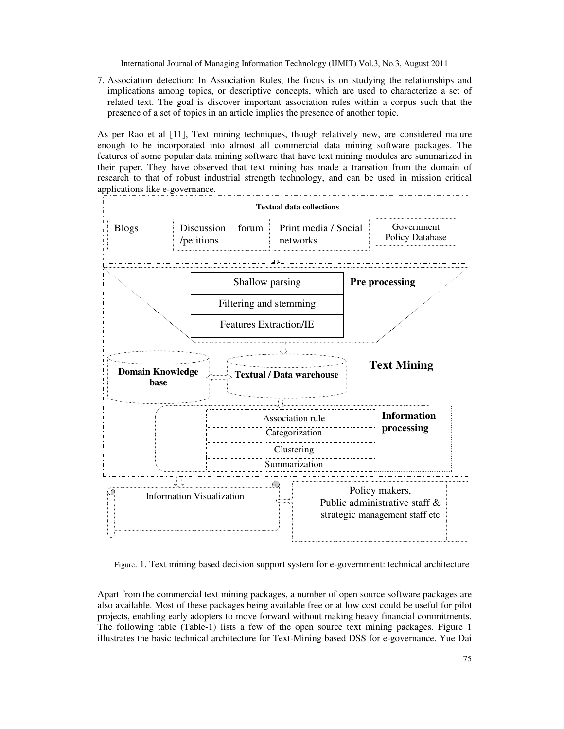7. Association detection: In Association Rules, the focus is on studying the relationships and implications among topics, or descriptive concepts, which are used to characterize a set of related text. The goal is discover important association rules within a corpus such that the presence of a set of topics in an article implies the presence of another topic.

As per Rao et al [11], Text mining techniques, though relatively new, are considered mature enough to be incorporated into almost all commercial data mining software packages. The features of some popular data mining software that have text mining modules are summarized in their paper. They have observed that text mining has made a transition from the domain of research to that of robust industrial strength technology, and can be used in mission critical applications like e-governance.

Figure. 1. Text mining based decision support system for e-government: technical architecture

Apart from the commercial text mining packages, a number of open source software packages are also available. Most of these packages being available free or at low cost could be useful for pilot projects, enabling early adopters to move forward without making heavy financial commitments. The following table (Table-1) lists a few of the open source text mining packages. Figure 1 illustrates the basic technical architecture for Text-Mining based DSS for e-governance. Yue Dai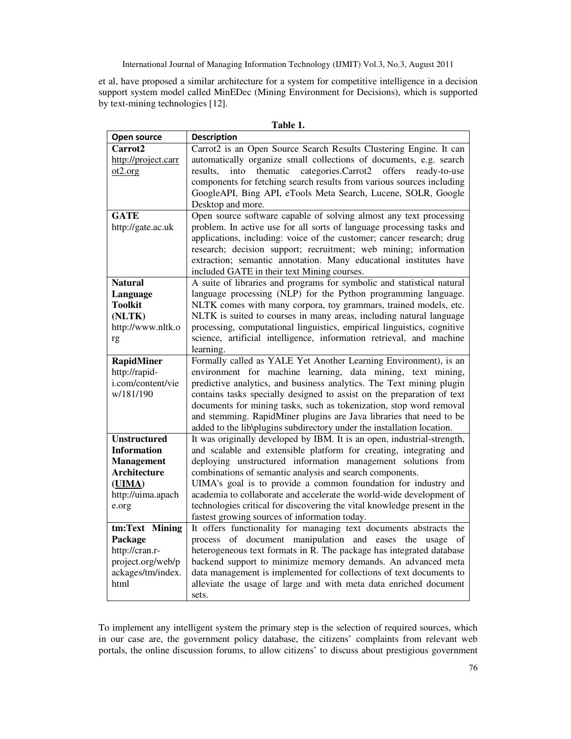et al, have proposed a similar architecture for a system for competitive intelligence in a decision support system model called MinEDec (Mining Environment for Decisions), which is supported by text-mining technologies [12].

**Table 1.**

| Open source | Description |
|---|---|
| **Carrot2** http://project.carrot2.org | Carrot2 is an Open Source Search Results Clustering Engine. It can automatically organize small collections of documents, e.g. search results, into thematic categories.Carrot2 offers ready-to-use components for fetching search results from various sources including GoogleAPI, Bing API, eTools Meta Search, Lucene, SOLR, Google Desktop and more. |
| **GATE** http://gate.ac.uk | Open source software capable of solving almost any text processing problem. In active use for all sorts of language processing tasks and applications, including: voice of the customer; cancer research; drug research; decision support; recruitment; web mining; information extraction; semantic annotation. Many educational institutes have included GATE in their text Mining courses. |
| **Natural Language Toolkit (NLTK)** http://www.nltk.org | A suite of libraries and programs for symbolic and statistical natural language processing (NLP) for the Python programming language. NLTK comes with many corpora, toy grammars, trained models, etc. NLTK is suited to courses in many areas, including natural language processing, computational linguistics, empirical linguistics, cognitive science, artificial intelligence, information retrieval, and machine learning. |
| **RapidMiner** http://rapid-i.com/content/view/181/190 | Formally called as YALE Yet Another Learning Environment), is an environment for machine learning, data mining, text mining, predictive analytics, and business analytics. The Text mining plugin contains tasks specially designed to assist on the preparation of text documents for mining tasks, such as tokenization, stop word removal and stemming. RapidMiner plugins are Java libraries that need to be added to the lib\plugins subdirectory under the installation location. |
| **Unstructured Information Management Architecture (UIMA)** http://uima.apache.org | It was originally developed by IBM. It is an open, industrial-strength, and scalable and extensible platform for creating, integrating and deploying unstructured information management solutions from combinations of semantic analysis and search components. UIMA's goal is to provide a common foundation for industry and academia to collaborate and accelerate the world-wide development of technologies critical for discovering the vital knowledge present in the fastest growing sources of information today. |
| **tm:Text Mining Package** http://cran.r-project.org/web/packages/tm/index.html | It offers functionality for managing text documents abstracts the process of document manipulation and eases the usage of heterogeneous text formats in R. The package has integrated database backend support to minimize memory demands. An advanced meta data management is implemented for collections of text documents to alleviate the usage of large and with meta data enriched document sets. |

To implement any intelligent system the primary step is the selection of required sources, which in our case are, the government policy database, the citizens' complaints from relevant web portals, the online discussion forums, to allow citizens' to discuss about prestigious government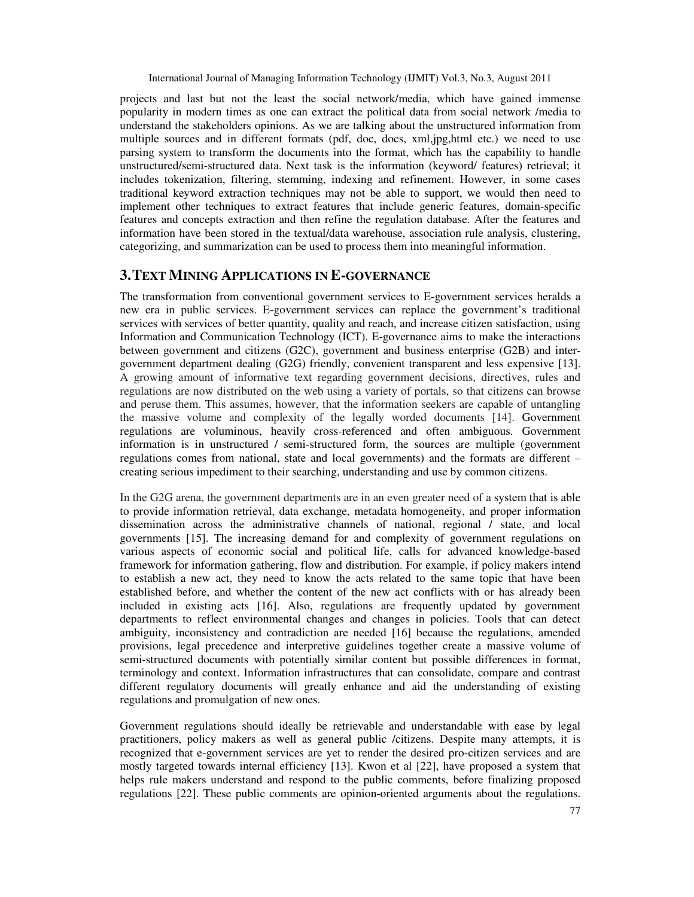projects and last but not the least the social network/media, which have gained immense popularity in modern times as one can extract the political data from social network /media to understand the stakeholders opinions. As we are talking about the unstructured information from multiple sources and in different formats (pdf, doc, docs, xml,jpg,html etc.) we need to use parsing system to transform the documents into the format, which has the capability to handle unstructured/semi-structured data. Next task is the information (keyword/ features) retrieval; it includes tokenization, filtering, stemming, indexing and refinement. However, in some cases traditional keyword extraction techniques may not be able to support, we would then need to implement other techniques to extract features that include generic features, domain-specific features and concepts extraction and then refine the regulation database. After the features and information have been stored in the textual/data warehouse, association rule analysis, clustering, categorizing, and summarization can be used to process them into meaningful information.

## 3. TEXT MINING APPLICATIONS IN E-GOVERNANCE

The transformation from conventional government services to E-government services heralds a new era in public services. E-government services can replace the government's traditional services with services of better quantity, quality and reach, and increase citizen satisfaction, using Information and Communication Technology (ICT). E-governance aims to make the interactions between government and citizens (G2C), government and business enterprise (G2B) and inter-government department dealing (G2G) friendly, convenient transparent and less expensive [13]. A growing amount of informative text regarding government decisions, directives, rules and regulations are now distributed on the web using a variety of portals, so that citizens can browse and peruse them. This assumes, however, that the information seekers are capable of untangling the massive volume and complexity of the legally worded documents [14]. Government regulations are voluminous, heavily cross-referenced and often ambiguous. Government information is in unstructured / semi-structured form, the sources are multiple (government regulations comes from national, state and local governments) and the formats are different – creating serious impediment to their searching, understanding and use by common citizens.

In the G2G arena, the government departments are in an even greater need of a system that is able to provide information retrieval, data exchange, metadata homogeneity, and proper information dissemination across the administrative channels of national, regional / state, and local governments [15]. The increasing demand for and complexity of government regulations on various aspects of economic social and political life, calls for advanced knowledge-based framework for information gathering, flow and distribution. For example, if policy makers intend to establish a new act, they need to know the acts related to the same topic that have been established before, and whether the content of the new act conflicts with or has already been included in existing acts [16]. Also, regulations are frequently updated by government departments to reflect environmental changes and changes in policies. Tools that can detect ambiguity, inconsistency and contradiction are needed [16] because the regulations, amended provisions, legal precedence and interpretive guidelines together create a massive volume of semi-structured documents with potentially similar content but possible differences in format, terminology and context. Information infrastructures that can consolidate, compare and contrast different regulatory documents will greatly enhance and aid the understanding of existing regulations and promulgation of new ones.

Government regulations should ideally be retrievable and understandable with ease by legal practitioners, policy makers as well as general public /citizens. Despite many attempts, it is recognized that e-government services are yet to render the desired pro-citizen services and are mostly targeted towards internal efficiency [13]. Kwon et al [22], have proposed a system that helps rule makers understand and respond to the public comments, before finalizing proposed regulations [22]. These public comments are opinion-oriented arguments about the regulations.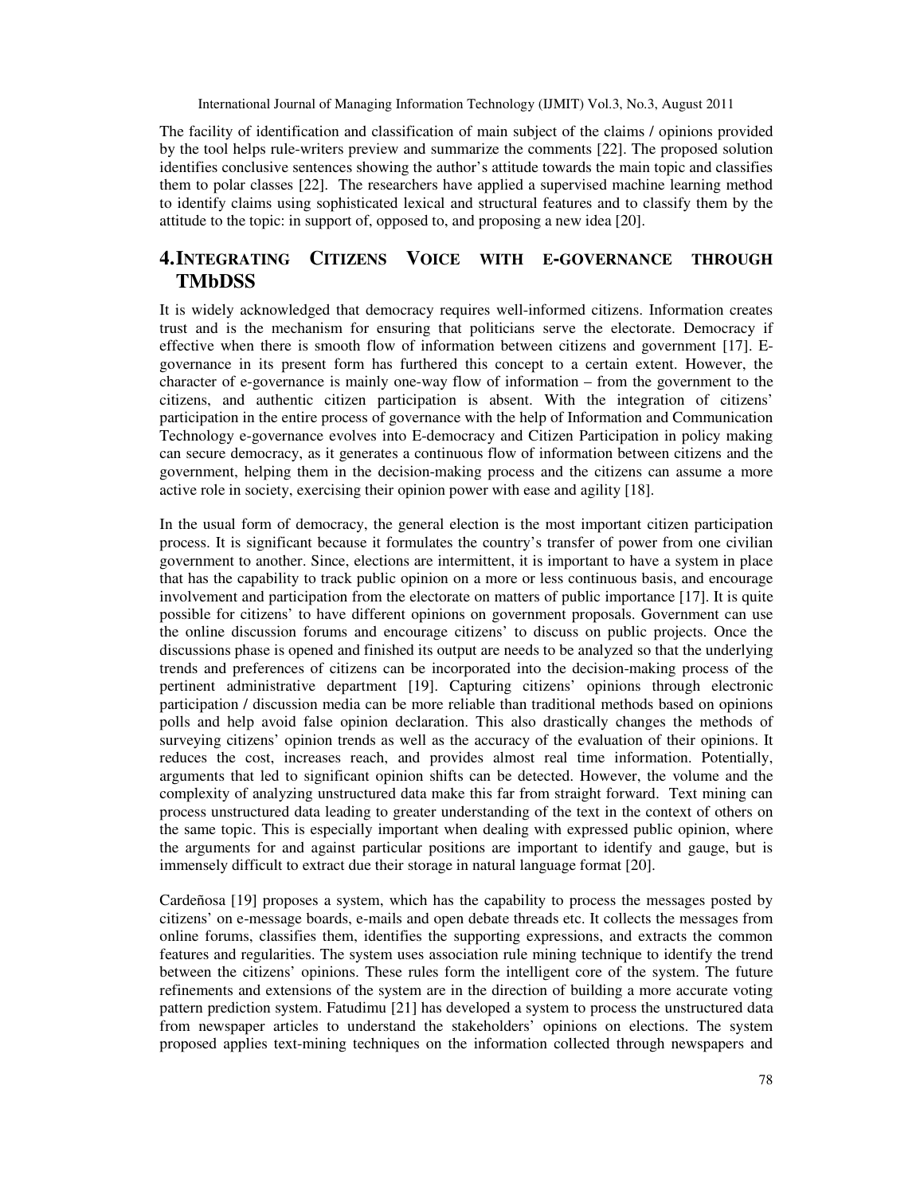The facility of identification and classification of main subject of the claims / opinions provided by the tool helps rule-writers preview and summarize the comments [22]. The proposed solution identifies conclusive sentences showing the author's attitude towards the main topic and classifies them to polar classes [22]. The researchers have applied a supervised machine learning method to identify claims using sophisticated lexical and structural features and to classify them by the attitude to the topic: in support of, opposed to, and proposing a new idea [20].

## 4. INTEGRATING CITIZENS VOICE WITH E-GOVERNANCE THROUGH TMbDSS

It is widely acknowledged that democracy requires well-informed citizens. Information creates trust and is the mechanism for ensuring that politicians serve the electorate. Democracy if effective when there is smooth flow of information between citizens and government [17]. E-governance in its present form has furthered this concept to a certain extent. However, the character of e-governance is mainly one-way flow of information – from the government to the citizens, and authentic citizen participation is absent. With the integration of citizens' participation in the entire process of governance with the help of Information and Communication Technology e-governance evolves into E-democracy and Citizen Participation in policy making can secure democracy, as it generates a continuous flow of information between citizens and the government, helping them in the decision-making process and the citizens can assume a more active role in society, exercising their opinion power with ease and agility [18].

In the usual form of democracy, the general election is the most important citizen participation process. It is significant because it formulates the country's transfer of power from one civilian government to another. Since, elections are intermittent, it is important to have a system in place that has the capability to track public opinion on a more or less continuous basis, and encourage involvement and participation from the electorate on matters of public importance [17]. It is quite possible for citizens' to have different opinions on government proposals. Government can use the online discussion forums and encourage citizens' to discuss on public projects. Once the discussions phase is opened and finished its output are needs to be analyzed so that the underlying trends and preferences of citizens can be incorporated into the decision-making process of the pertinent administrative department [19]. Capturing citizens' opinions through electronic participation / discussion media can be more reliable than traditional methods based on opinions polls and help avoid false opinion declaration. This also drastically changes the methods of surveying citizens' opinion trends as well as the accuracy of the evaluation of their opinions. It reduces the cost, increases reach, and provides almost real time information. Potentially, arguments that led to significant opinion shifts can be detected. However, the volume and the complexity of analyzing unstructured data make this far from straight forward. Text mining can process unstructured data leading to greater understanding of the text in the context of others on the same topic. This is especially important when dealing with expressed public opinion, where the arguments for and against particular positions are important to identify and gauge, but is immensely difficult to extract due their storage in natural language format [20].

Cardeñosa [19] proposes a system, which has the capability to process the messages posted by citizens' on e-message boards, e-mails and open debate threads etc. It collects the messages from online forums, classifies them, identifies the supporting expressions, and extracts the common features and regularities. The system uses association rule mining technique to identify the trend between the citizens' opinions. These rules form the intelligent core of the system. The future refinements and extensions of the system are in the direction of building a more accurate voting pattern prediction system. Fatudimu [21] has developed a system to process the unstructured data from newspaper articles to understand the stakeholders' opinions on elections. The system proposed applies text-mining techniques on the information collected through newspapers and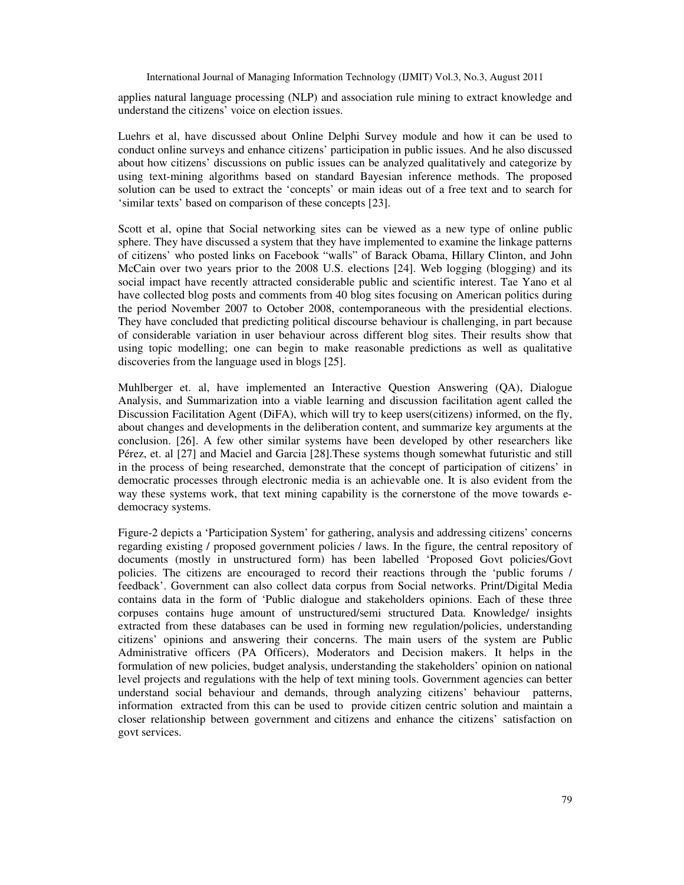applies natural language processing (NLP) and association rule mining to extract knowledge and understand the citizens' voice on election issues.

Luehrs et al, have discussed about Online Delphi Survey module and how it can be used to conduct online surveys and enhance citizens' participation in public issues. And he also discussed about how citizens' discussions on public issues can be analyzed qualitatively and categorize by using text-mining algorithms based on standard Bayesian inference methods. The proposed solution can be used to extract the 'concepts' or main ideas out of a free text and to search for 'similar texts' based on comparison of these concepts [23].

Scott et al, opine that Social networking sites can be viewed as a new type of online public sphere. They have discussed a system that they have implemented to examine the linkage patterns of citizens' who posted links on Facebook "walls" of Barack Obama, Hillary Clinton, and John McCain over two years prior to the 2008 U.S. elections [24]. Web logging (blogging) and its social impact have recently attracted considerable public and scientific interest. Tae Yano et al have collected blog posts and comments from 40 blog sites focusing on American politics during the period November 2007 to October 2008, contemporaneous with the presidential elections. They have concluded that predicting political discourse behaviour is challenging, in part because of considerable variation in user behaviour across different blog sites. Their results show that using topic modelling; one can begin to make reasonable predictions as well as qualitative discoveries from the language used in blogs [25].

Muhlberger et. al, have implemented an Interactive Question Answering (QA), Dialogue Analysis, and Summarization into a viable learning and discussion facilitation agent called the Discussion Facilitation Agent (DiFA), which will try to keep users(citizens) informed, on the fly, about changes and developments in the deliberation content, and summarize key arguments at the conclusion. [26]. A few other similar systems have been developed by other researchers like Pérez, et. al [27] and Maciel and Garcia [28].These systems though somewhat futuristic and still in the process of being researched, demonstrate that the concept of participation of citizens' in democratic processes through electronic media is an achievable one. It is also evident from the way these systems work, that text mining capability is the cornerstone of the move towards e-democracy systems.

Figure-2 depicts a 'Participation System' for gathering, analysis and addressing citizens' concerns regarding existing / proposed government policies / laws. In the figure, the central repository of documents (mostly in unstructured form) has been labelled 'Proposed Govt policies/Govt policies. The citizens are encouraged to record their reactions through the 'public forums / feedback'. Government can also collect data corpus from Social networks. Print/Digital Media contains data in the form of 'Public dialogue and stakeholders opinions. Each of these three corpuses contains huge amount of unstructured/semi structured Data. Knowledge/ insights extracted from these databases can be used in forming new regulation/policies, understanding citizens' opinions and answering their concerns. The main users of the system are Public Administrative officers (PA Officers), Moderators and Decision makers. It helps in the formulation of new policies, budget analysis, understanding the stakeholders' opinion on national level projects and regulations with the help of text mining tools. Government agencies can better understand social behaviour and demands, through analyzing citizens' behaviour patterns, information extracted from this can be used to provide citizen centric solution and maintain a closer relationship between government and citizens and enhance the citizens' satisfaction on govt services.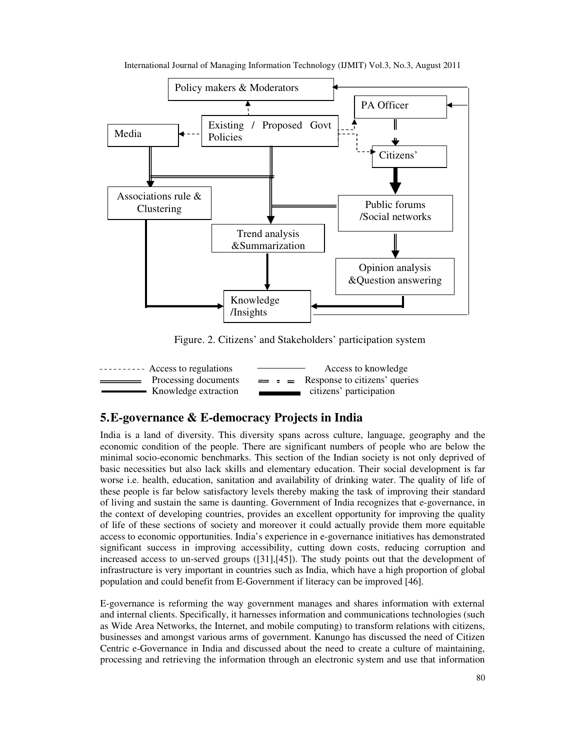Figure. 2. Citizens' and Stakeholders' participation system

- Access to regulations (dashed line)
- Processing documents (double line)
- Knowledge extraction (thick line)
- Access to knowledge (thin line)
- Response to citizens' queries (double dashed line)
- citizens' participation (bold line)

## 5.E-governance & E-democracy Projects in India

India is a land of diversity. This diversity spans across culture, language, geography and the economic condition of the people. There are significant numbers of people who are below the minimal socio-economic benchmarks. This section of the Indian society is not only deprived of basic necessities but also lack skills and elementary education. Their social development is far worse i.e. health, education, sanitation and availability of drinking water. The quality of life of these people is far below satisfactory levels thereby making the task of improving their standard of living and sustain the same is daunting. Government of India recognizes that e-governance, in the context of developing countries, provides an excellent opportunity for improving the quality of life of these sections of society and moreover it could actually provide them more equitable access to economic opportunities. India's experience in e-governance initiatives has demonstrated significant success in improving accessibility, cutting down costs, reducing corruption and increased access to un-served groups ([31],[45]). The study points out that the development of infrastructure is very important in countries such as India, which have a high proportion of global population and could benefit from E-Government if literacy can be improved [46].

E-governance is reforming the way government manages and shares information with external and internal clients. Specifically, it harnesses information and communications technologies (such as Wide Area Networks, the Internet, and mobile computing) to transform relations with citizens, businesses and amongst various arms of government. Kanungo has discussed the need of Citizen Centric e-Governance in India and discussed about the need to create a culture of maintaining, processing and retrieving the information through an electronic system and use that information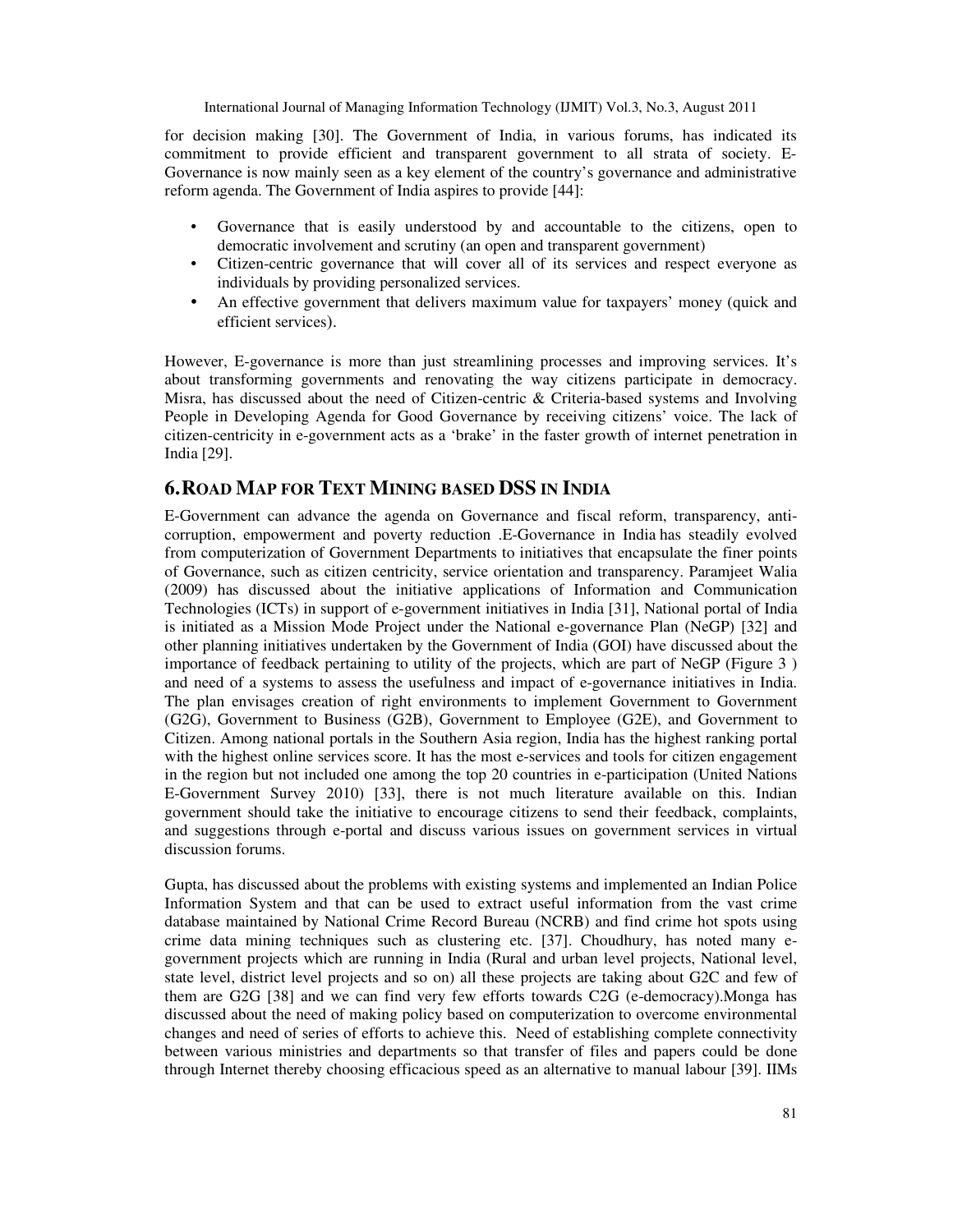for decision making [30]. The Government of India, in various forums, has indicated its commitment to provide efficient and transparent government to all strata of society. E-Governance is now mainly seen as a key element of the country's governance and administrative reform agenda. The Government of India aspires to provide [44]:

- Governance that is easily understood by and accountable to the citizens, open to democratic involvement and scrutiny (an open and transparent government)
- Citizen-centric governance that will cover all of its services and respect everyone as individuals by providing personalized services.
- An effective government that delivers maximum value for taxpayers' money (quick and efficient services).

However, E-governance is more than just streamlining processes and improving services. It's about transforming governments and renovating the way citizens participate in democracy. Misra, has discussed about the need of Citizen-centric & Criteria-based systems and Involving People in Developing Agenda for Good Governance by receiving citizens' voice. The lack of citizen-centricity in e-government acts as a 'brake' in the faster growth of internet penetration in India [29].

## 6. ROAD MAP FOR TEXT MINING BASED DSS IN INDIA

E-Government can advance the agenda on Governance and fiscal reform, transparency, anti-corruption, empowerment and poverty reduction .E-Governance in India has steadily evolved from computerization of Government Departments to initiatives that encapsulate the finer points of Governance, such as citizen centricity, service orientation and transparency. Paramjeet Walia (2009) has discussed about the initiative applications of Information and Communication Technologies (ICTs) in support of e-government initiatives in India [31], National portal of India is initiated as a Mission Mode Project under the National e-governance Plan (NeGP) [32] and other planning initiatives undertaken by the Government of India (GOI) have discussed about the importance of feedback pertaining to utility of the projects, which are part of NeGP (Figure 3 ) and need of a systems to assess the usefulness and impact of e-governance initiatives in India. The plan envisages creation of right environments to implement Government to Government (G2G), Government to Business (G2B), Government to Employee (G2E), and Government to Citizen. Among national portals in the Southern Asia region, India has the highest ranking portal with the highest online services score. It has the most e-services and tools for citizen engagement in the region but not included one among the top 20 countries in e-participation (United Nations E-Government Survey 2010) [33], there is not much literature available on this. Indian government should take the initiative to encourage citizens to send their feedback, complaints, and suggestions through e-portal and discuss various issues on government services in virtual discussion forums.

Gupta, has discussed about the problems with existing systems and implemented an Indian Police Information System and that can be used to extract useful information from the vast crime database maintained by National Crime Record Bureau (NCRB) and find crime hot spots using crime data mining techniques such as clustering etc. [37]. Choudhury, has noted many e-government projects which are running in India (Rural and urban level projects, National level, state level, district level projects and so on) all these projects are taking about G2C and few of them are G2G [38] and we can find very few efforts towards C2G (e-democracy).Monga has discussed about the need of making policy based on computerization to overcome environmental changes and need of series of efforts to achieve this. Need of establishing complete connectivity between various ministries and departments so that transfer of files and papers could be done through Internet thereby choosing efficacious speed as an alternative to manual labour [39]. IIMs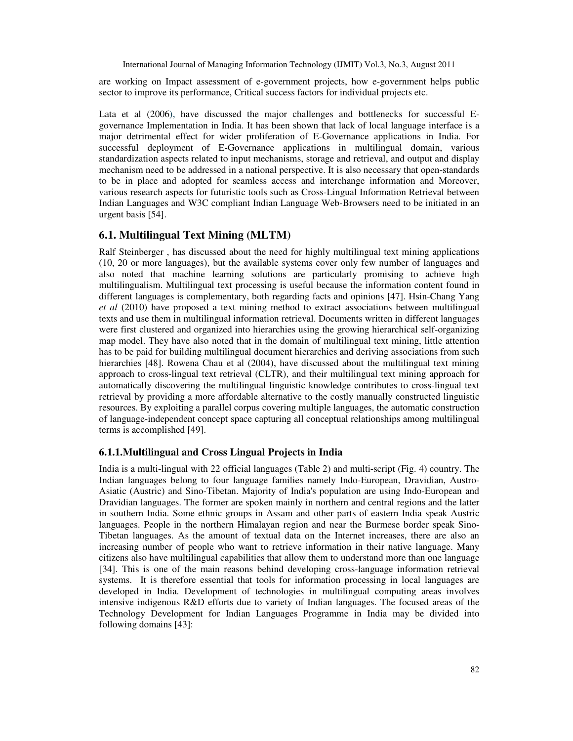are working on Impact assessment of e-government projects, how e-government helps public sector to improve its performance, Critical success factors for individual projects etc.

Lata et al (2006), have discussed the major challenges and bottlenecks for successful E-governance Implementation in India. It has been shown that lack of local language interface is a major detrimental effect for wider proliferation of E-Governance applications in India. For successful deployment of E-Governance applications in multilingual domain, various standardization aspects related to input mechanisms, storage and retrieval, and output and display mechanism need to be addressed in a national perspective. It is also necessary that open-standards to be in place and adopted for seamless access and interchange information and Moreover, various research aspects for futuristic tools such as Cross-Lingual Information Retrieval between Indian Languages and W3C compliant Indian Language Web-Browsers need to be initiated in an urgent basis [54].

## 6.1. Multilingual Text Mining (MLTM)

Ralf Steinberger , has discussed about the need for highly multilingual text mining applications (10, 20 or more languages), but the available systems cover only few number of languages and also noted that machine learning solutions are particularly promising to achieve high multilingualism. Multilingual text processing is useful because the information content found in different languages is complementary, both regarding facts and opinions [47]. Hsin-Chang Yang *et al* (2010) have proposed a text mining method to extract associations between multilingual texts and use them in multilingual information retrieval. Documents written in different languages were first clustered and organized into hierarchies using the growing hierarchical self-organizing map model. They have also noted that in the domain of multilingual text mining, little attention has to be paid for building multilingual document hierarchies and deriving associations from such hierarchies [48]. Rowena Chau et al (2004), have discussed about the multilingual text mining approach to cross-lingual text retrieval (CLTR), and their multilingual text mining approach for automatically discovering the multilingual linguistic knowledge contributes to cross-lingual text retrieval by providing a more affordable alternative to the costly manually constructed linguistic resources. By exploiting a parallel corpus covering multiple languages, the automatic construction of language-independent concept space capturing all conceptual relationships among multilingual terms is accomplished [49].

### 6.1.1.Multilingual and Cross Lingual Projects in India

India is a multi-lingual with 22 official languages (Table 2) and multi-script (Fig. 4) country. The Indian languages belong to four language families namely Indo-European, Dravidian, Austro-Asiatic (Austric) and Sino-Tibetan. Majority of India's population are using Indo-European and Dravidian languages. The former are spoken mainly in northern and central regions and the latter in southern India. Some ethnic groups in Assam and other parts of eastern India speak Austric languages. People in the northern Himalayan region and near the Burmese border speak Sino-Tibetan languages. As the amount of textual data on the Internet increases, there are also an increasing number of people who want to retrieve information in their native language. Many citizens also have multilingual capabilities that allow them to understand more than one language [34]. This is one of the main reasons behind developing cross-language information retrieval systems. It is therefore essential that tools for information processing in local languages are developed in India. Development of technologies in multilingual computing areas involves intensive indigenous R&D efforts due to variety of Indian languages. The focused areas of the Technology Development for Indian Languages Programme in India may be divided into following domains [43]: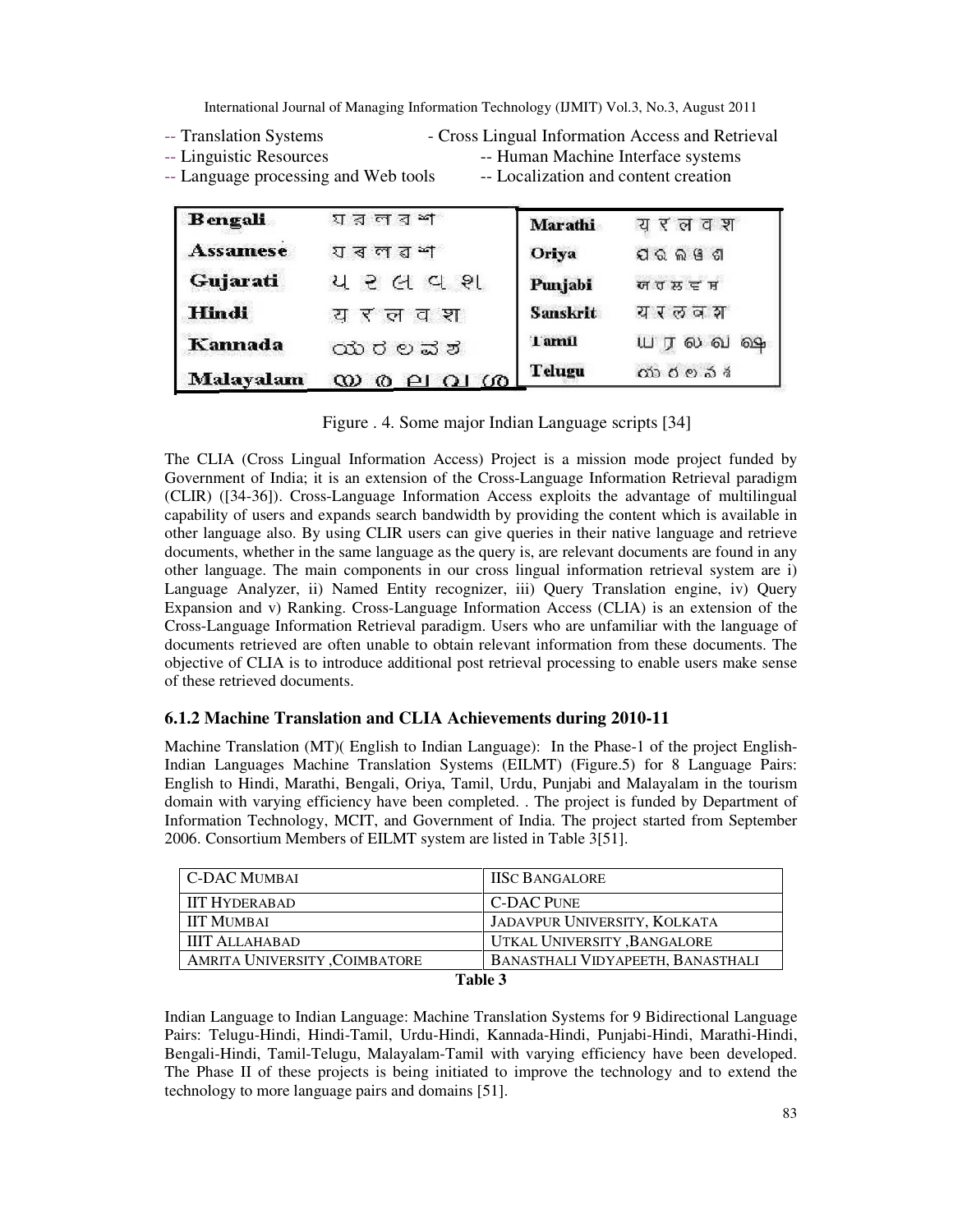-- Translation Systems - Cross Lingual Information Access and Retrieval
-- Linguistic Resources -- Human Machine Interface systems
-- Language processing and Web tools -- Localization and content creation

| Bengali | য র ল ব শ | Marathi | य र ल व श |
|---|---|---|---|
| Assamese | য ৰ ল ৱ শ | Oriya | ଯ ର ଲ ଵ ଶ |
| Gujarati | ય ર લ વ શ | Punjabi | ਯ ਰ ਲ ਵ ਸ਼ |
| Hindi | य र ल व श | Sanskrit | य र ल व श |
| Kannada | ಯ ರ ಲ ವ ಶ | Tamil | ய ர ல வ ஷ |
| Malayalam | യ ര ല വ ശ | Telugu | య ర ల వ శ |

Figure . 4. Some major Indian Language scripts [34]

The CLIA (Cross Lingual Information Access) Project is a mission mode project funded by Government of India; it is an extension of the Cross-Language Information Retrieval paradigm (CLIR) ([34-36]). Cross-Language Information Access exploits the advantage of multilingual capability of users and expands search bandwidth by providing the content which is available in other language also. By using CLIR users can give queries in their native language and retrieve documents, whether in the same language as the query is, are relevant documents are found in any other language. The main components in our cross lingual information retrieval system are i) Language Analyzer, ii) Named Entity recognizer, iii) Query Translation engine, iv) Query Expansion and v) Ranking. Cross-Language Information Access (CLIA) is an extension of the Cross-Language Information Retrieval paradigm. Users who are unfamiliar with the language of documents retrieved are often unable to obtain relevant information from these documents. The objective of CLIA is to introduce additional post retrieval processing to enable users make sense of these retrieved documents.

### 6.1.2 Machine Translation and CLIA Achievements during 2010-11

Machine Translation (MT)( English to Indian Language): In the Phase-1 of the project English-Indian Languages Machine Translation Systems (EILMT) (Figure.5) for 8 Language Pairs: English to Hindi, Marathi, Bengali, Oriya, Tamil, Urdu, Punjabi and Malayalam in the tourism domain with varying efficiency have been completed. . The project is funded by Department of Information Technology, MCIT, and Government of India. The project started from September 2006. Consortium Members of EILMT system are listed in Table 3[51].

| C-DAC MUMBAI | IISC BANGALORE |
|---|---|
| IIT HYDERABAD | C-DAC PUNE |
| IIT MUMBAI | JADAVPUR UNIVERSITY, KOLKATA |
| IIIT ALLAHABAD | UTKAL UNIVERSITY ,BANGALORE |
| AMRITA UNIVERSITY ,COIMBATORE | BANASTHALI VIDYAPEETH, BANASTHALI |

**Table 3**

Indian Language to Indian Language: Machine Translation Systems for 9 Bidirectional Language Pairs: Telugu-Hindi, Hindi-Tamil, Urdu-Hindi, Kannada-Hindi, Punjabi-Hindi, Marathi-Hindi, Bengali-Hindi, Tamil-Telugu, Malayalam-Tamil with varying efficiency have been developed. The Phase II of these projects is being initiated to improve the technology and to extend the technology to more language pairs and domains [51].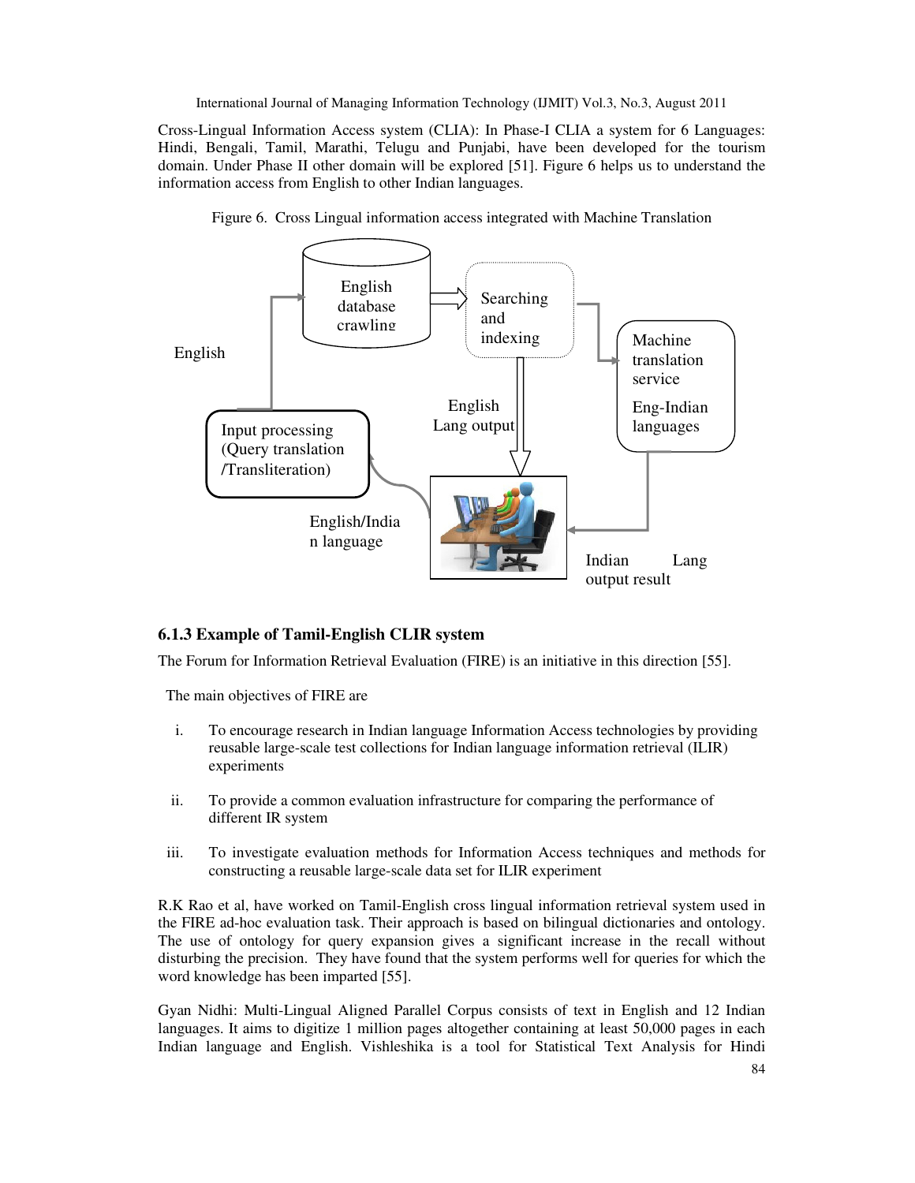Cross-Lingual Information Access system (CLIA): In Phase-I CLIA a system for 6 Languages: Hindi, Bengali, Tamil, Marathi, Telugu and Punjabi, have been developed for the tourism domain. Under Phase II other domain will be explored [51]. Figure 6 helps us to understand the information access from English to other Indian languages.

Figure 6. Cross Lingual information access integrated with Machine Translation

English database crawling

Searching and indexing

Machine translation service

Eng-Indian languages

English

English Lang output

Input processing (Query translation /Transliteration)

English/Indian language

Indian Lang output result

### 6.1.3 Example of Tamil-English CLIR system

The Forum for Information Retrieval Evaluation (FIRE) is an initiative in this direction [55].

The main objectives of FIRE are

i. To encourage research in Indian language Information Access technologies by providing reusable large-scale test collections for Indian language information retrieval (ILIR) experiments

ii. To provide a common evaluation infrastructure for comparing the performance of different IR system

iii. To investigate evaluation methods for Information Access techniques and methods for constructing a reusable large-scale data set for ILIR experiment

R.K Rao et al, have worked on Tamil-English cross lingual information retrieval system used in the FIRE ad-hoc evaluation task. Their approach is based on bilingual dictionaries and ontology. The use of ontology for query expansion gives a significant increase in the recall without disturbing the precision. They have found that the system performs well for queries for which the word knowledge has been imparted [55].

Gyan Nidhi: Multi-Lingual Aligned Parallel Corpus consists of text in English and 12 Indian languages. It aims to digitize 1 million pages altogether containing at least 50,000 pages in each Indian language and English. Vishleshika is a tool for Statistical Text Analysis for Hindi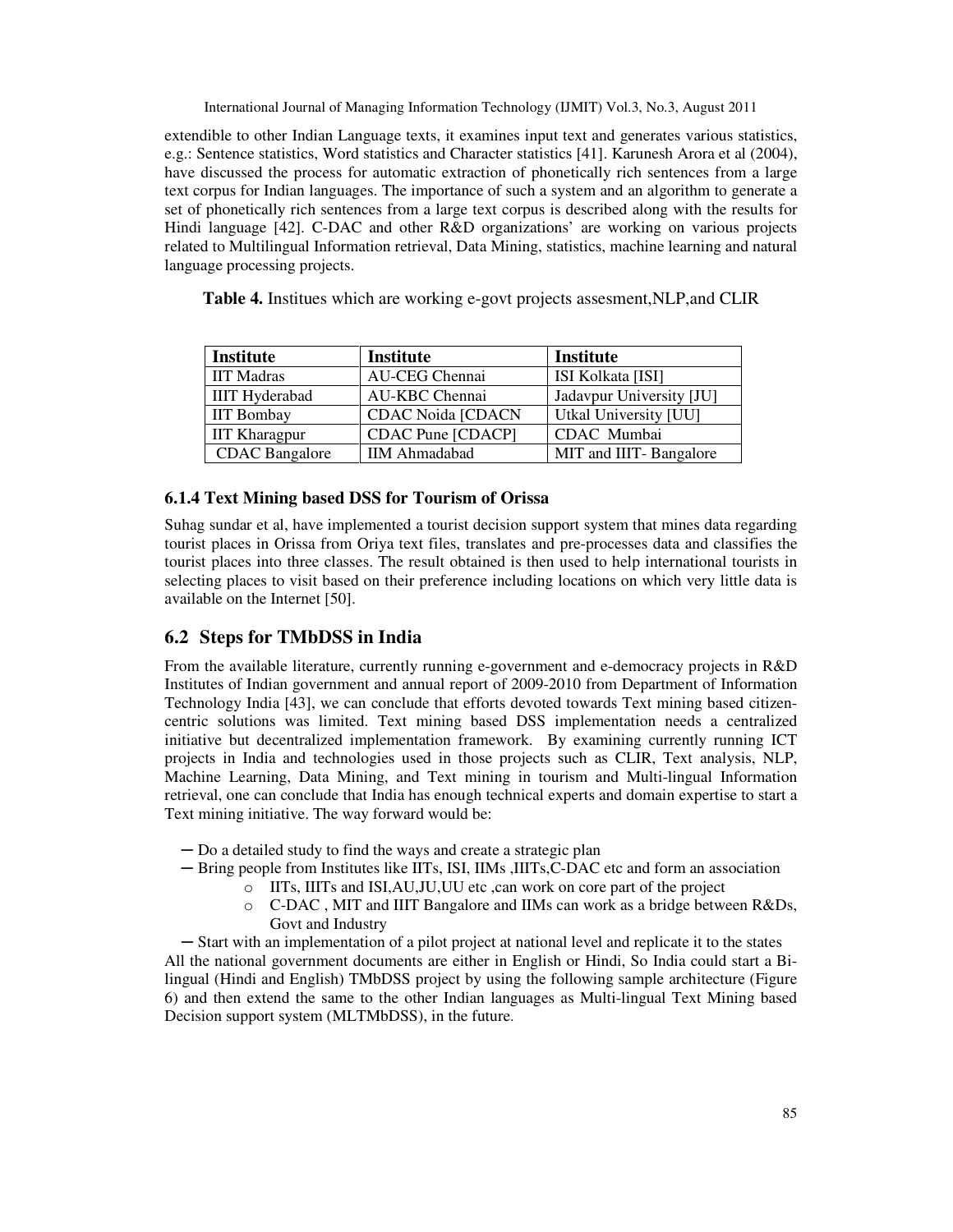extendible to other Indian Language texts, it examines input text and generates various statistics, e.g.: Sentence statistics, Word statistics and Character statistics [41]. Karunesh Arora et al (2004), have discussed the process for automatic extraction of phonetically rich sentences from a large text corpus for Indian languages. The importance of such a system and an algorithm to generate a set of phonetically rich sentences from a large text corpus is described along with the results for Hindi language [42]. C-DAC and other R&D organizations' are working on various projects related to Multilingual Information retrieval, Data Mining, statistics, machine learning and natural language processing projects.

**Table 4.** Institues which are working e-govt projects assesment,NLP,and CLIR

| Institute | Institute | Institute |
|---|---|---|
| IIT Madras | AU-CEG Chennai | ISI Kolkata [ISI] |
| IIIT Hyderabad | AU-KBC Chennai | Jadavpur University [JU] |
| IIT Bombay | CDAC Noida [CDACN | Utkal University [UU] |
| IIT Kharagpur | CDAC Pune [CDACP] | CDAC Mumbai |
| CDAC Bangalore | IIM Ahmadabad | MIT and IIIT- Bangalore |

### 6.1.4 Text Mining based DSS for Tourism of Orissa

Suhag sundar et al, have implemented a tourist decision support system that mines data regarding tourist places in Orissa from Oriya text files, translates and pre-processes data and classifies the tourist places into three classes. The result obtained is then used to help international tourists in selecting places to visit based on their preference including locations on which very little data is available on the Internet [50].

## 6.2 Steps for TMbDSS in India

From the available literature, currently running e-government and e-democracy projects in R&D Institutes of Indian government and annual report of 2009-2010 from Department of Information Technology India [43], we can conclude that efforts devoted towards Text mining based citizen-centric solutions was limited. Text mining based DSS implementation needs a centralized initiative but decentralized implementation framework. By examining currently running ICT projects in India and technologies used in those projects such as CLIR, Text analysis, NLP, Machine Learning, Data Mining, and Text mining in tourism and Multi-lingual Information retrieval, one can conclude that India has enough technical experts and domain expertise to start a Text mining initiative. The way forward would be:

- Do a detailed study to find the ways and create a strategic plan
- Bring people from Institutes like IITs, ISI, IIMs ,IIITs,C-DAC etc and form an association
  - IITs, IIITs and ISI,AU,JU,UU etc ,can work on core part of the project
  - C-DAC , MIT and IIIT Bangalore and IIMs can work as a bridge between R&Ds, Govt and Industry
- Start with an implementation of a pilot project at national level and replicate it to the states

All the national government documents are either in English or Hindi, So India could start a Bi-lingual (Hindi and English) TMbDSS project by using the following sample architecture (Figure 6) and then extend the same to the other Indian languages as Multi-lingual Text Mining based Decision support system (MLTMbDSS), in the future.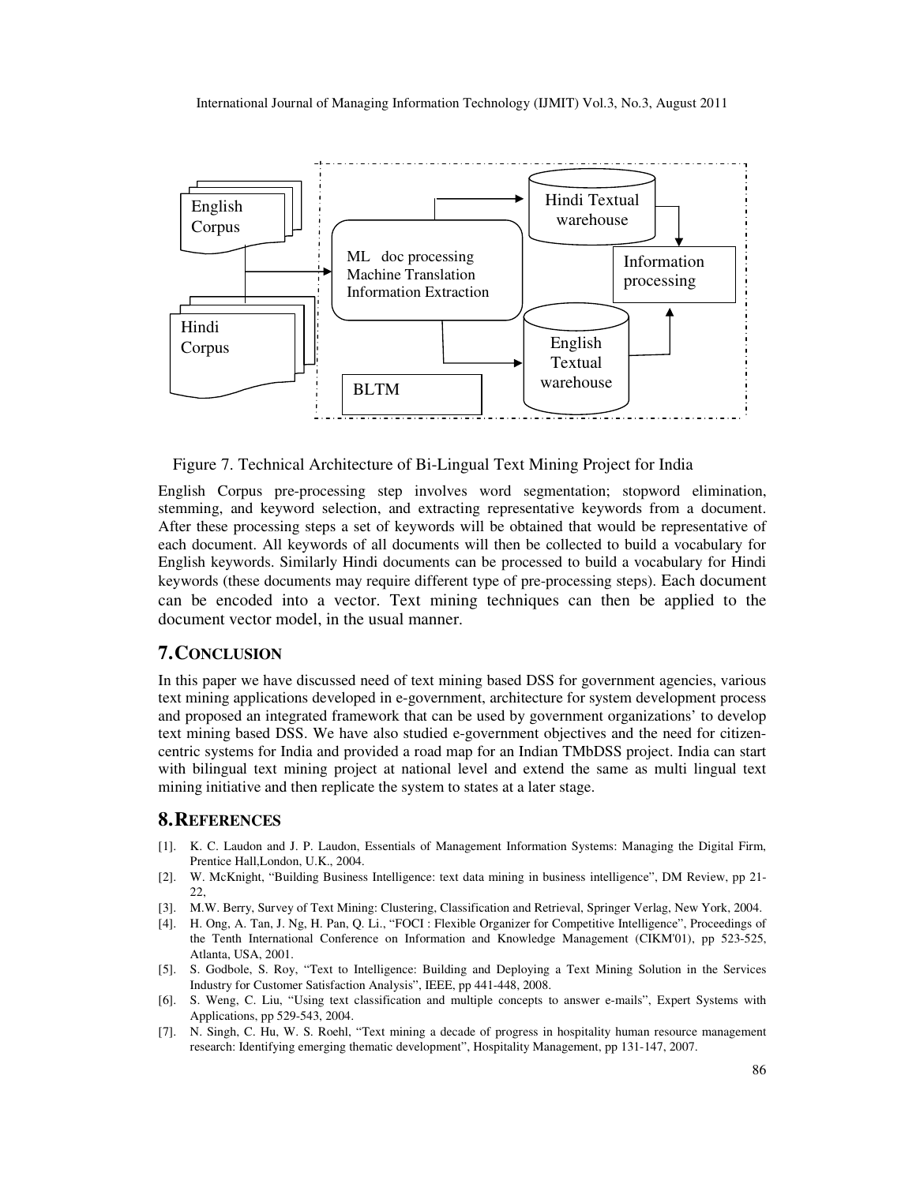English Corpus

Hindi Corpus

ML doc processing
Machine Translation
Information Extraction

Hindi Textual warehouse

English Textual warehouse

Information processing

BLTM

Figure 7. Technical Architecture of Bi-Lingual Text Mining Project for India

English Corpus pre-processing step involves word segmentation; stopword elimination, stemming, and keyword selection, and extracting representative keywords from a document. After these processing steps a set of keywords will be obtained that would be representative of each document. All keywords of all documents will then be collected to build a vocabulary for English keywords. Similarly Hindi documents can be processed to build a vocabulary for Hindi keywords (these documents may require different type of pre-processing steps). Each document can be encoded into a vector. Text mining techniques can then be applied to the document vector model, in the usual manner.

## 7. CONCLUSION

In this paper we have discussed need of text mining based DSS for government agencies, various text mining applications developed in e-government, architecture for system development process and proposed an integrated framework that can be used by government organizations' to develop text mining based DSS. We have also studied e-government objectives and the need for citizen-centric systems for India and provided a road map for an Indian TMbDSS project. India can start with bilingual text mining project at national level and extend the same as multi lingual text mining initiative and then replicate the system to states at a later stage.

## 8. REFERENCES

[1]. K. C. Laudon and J. P. Laudon, Essentials of Management Information Systems: Managing the Digital Firm, Prentice Hall,London, U.K., 2004.

[2]. W. McKnight, "Building Business Intelligence: text data mining in business intelligence", DM Review, pp 21-22,

[3]. M.W. Berry, Survey of Text Mining: Clustering, Classification and Retrieval, Springer Verlag, New York, 2004.

[4]. H. Ong, A. Tan, J. Ng, H. Pan, Q. Li., "FOCI : Flexible Organizer for Competitive Intelligence", Proceedings of the Tenth International Conference on Information and Knowledge Management (CIKM'01), pp 523-525, Atlanta, USA, 2001.

[5]. S. Godbole, S. Roy, "Text to Intelligence: Building and Deploying a Text Mining Solution in the Services Industry for Customer Satisfaction Analysis", IEEE, pp 441-448, 2008.

[6]. S. Weng, C. Liu, "Using text classification and multiple concepts to answer e-mails", Expert Systems with Applications, pp 529-543, 2004.

[7]. N. Singh, C. Hu, W. S. Roehl, "Text mining a decade of progress in hospitality human resource management research: Identifying emerging thematic development", Hospitality Management, pp 131-147, 2007.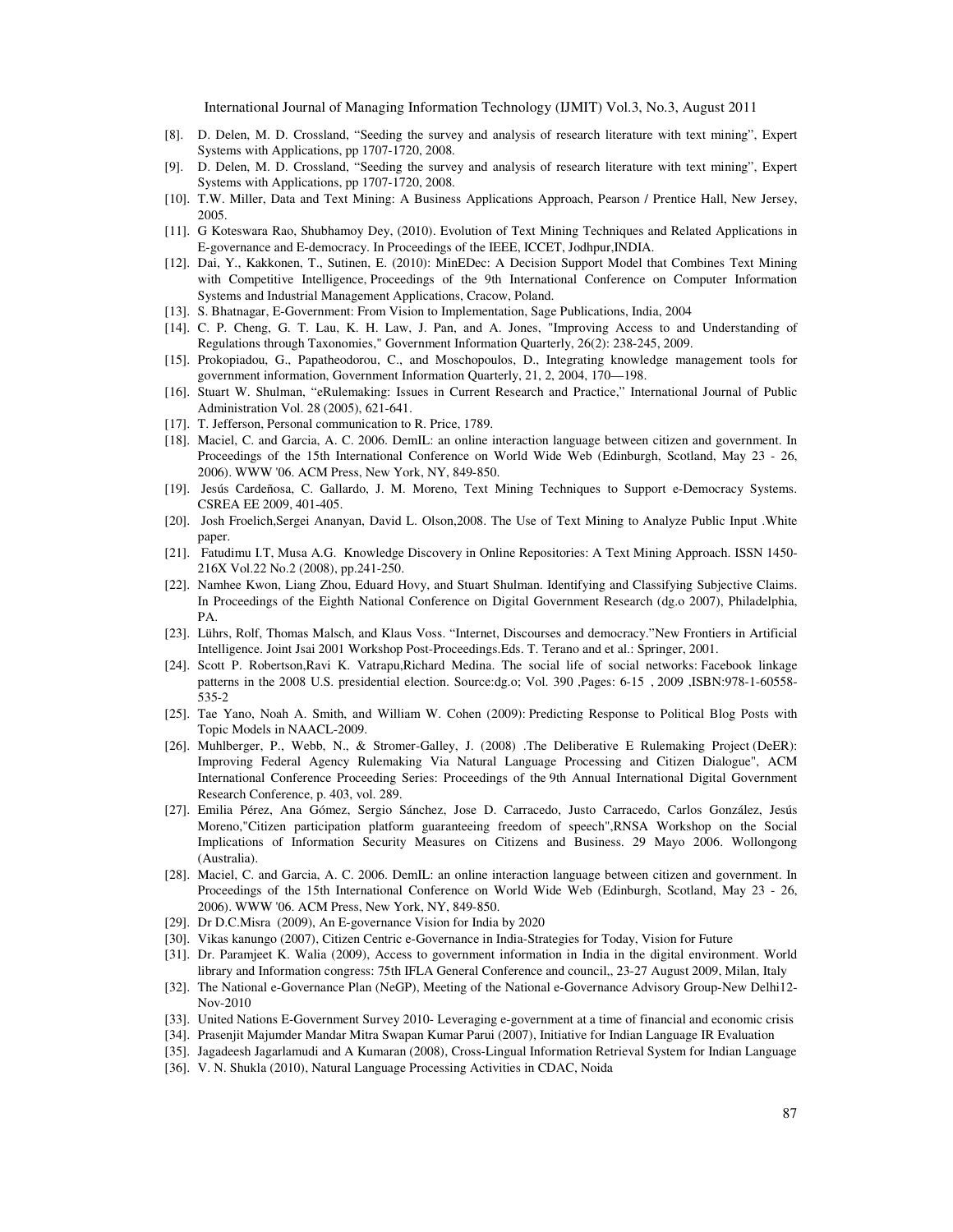[8]. D. Delen, M. D. Crossland, "Seeding the survey and analysis of research literature with text mining", Expert Systems with Applications, pp 1707-1720, 2008.

[9]. D. Delen, M. D. Crossland, "Seeding the survey and analysis of research literature with text mining", Expert Systems with Applications, pp 1707-1720, 2008.

[10]. T.W. Miller, Data and Text Mining: A Business Applications Approach, Pearson / Prentice Hall, New Jersey, 2005.

[11]. G Koteswara Rao, Shubhamoy Dey, (2010). Evolution of Text Mining Techniques and Related Applications in E-governance and E-democracy. In Proceedings of the IEEE, ICCET, Jodhpur,INDIA.

[12]. Dai, Y., Kakkonen, T., Sutinen, E. (2010): MinEDec: A Decision Support Model that Combines Text Mining with Competitive Intelligence, Proceedings of the 9th International Conference on Computer Information Systems and Industrial Management Applications, Cracow, Poland.

[13]. S. Bhatnagar, E-Government: From Vision to Implementation, Sage Publications, India, 2004

[14]. C. P. Cheng, G. T. Lau, K. H. Law, J. Pan, and A. Jones, "Improving Access to and Understanding of Regulations through Taxonomies," Government Information Quarterly, 26(2): 238-245, 2009.

[15]. Prokopiadou, G., Papatheodorou, C., and Moschopoulos, D., Integrating knowledge management tools for government information, Government Information Quarterly, 21, 2, 2004, 170—198.

[16]. Stuart W. Shulman, "eRulemaking: Issues in Current Research and Practice," International Journal of Public Administration Vol. 28 (2005), 621-641.

[17]. T. Jefferson, Personal communication to R. Price, 1789.

[18]. Maciel, C. and Garcia, A. C. 2006. DemIL: an online interaction language between citizen and government. In Proceedings of the 15th International Conference on World Wide Web (Edinburgh, Scotland, May 23 - 26, 2006). WWW '06. ACM Press, New York, NY, 849-850.

[19]. Jesús Cardeñosa, C. Gallardo, J. M. Moreno, Text Mining Techniques to Support e-Democracy Systems. CSREA EE 2009, 401-405.

[20]. Josh Froelich,Sergei Ananyan, David L. Olson,2008. The Use of Text Mining to Analyze Public Input .White paper.

[21]. Fatudimu I.T, Musa A.G. Knowledge Discovery in Online Repositories: A Text Mining Approach. ISSN 1450-216X Vol.22 No.2 (2008), pp.241-250.

[22]. Namhee Kwon, Liang Zhou, Eduard Hovy, and Stuart Shulman. Identifying and Classifying Subjective Claims. In Proceedings of the Eighth National Conference on Digital Government Research (dg.o 2007), Philadelphia, PA.

[23]. Lührs, Rolf, Thomas Malsch, and Klaus Voss. "Internet, Discourses and democracy."New Frontiers in Artificial Intelligence. Joint Jsai 2001 Workshop Post-Proceedings.Eds. T. Terano and et al.: Springer, 2001.

[24]. Scott P. Robertson,Ravi K. Vatrapu,Richard Medina. The social life of social networks: Facebook linkage patterns in the 2008 U.S. presidential election. Source:dg.o; Vol. 390 ,Pages: 6-15 , 2009 ,ISBN:978-1-60558-535-2

[25]. Tae Yano, Noah A. Smith, and William W. Cohen (2009): Predicting Response to Political Blog Posts with Topic Models in NAACL-2009.

[26]. Muhlberger, P., Webb, N., & Stromer-Galley, J. (2008) .The Deliberative E Rulemaking Project (DeER): Improving Federal Agency Rulemaking Via Natural Language Processing and Citizen Dialogue", ACM International Conference Proceeding Series: Proceedings of the 9th Annual International Digital Government Research Conference, p. 403, vol. 289.

[27]. Emilia Pérez, Ana Gómez, Sergio Sánchez, Jose D. Carracedo, Justo Carracedo, Carlos González, Jesús Moreno,"Citizen participation platform guaranteeing freedom of speech",RNSA Workshop on the Social Implications of Information Security Measures on Citizens and Business. 29 Mayo 2006. Wollongong (Australia).

[28]. Maciel, C. and Garcia, A. C. 2006. DemIL: an online interaction language between citizen and government. In Proceedings of the 15th International Conference on World Wide Web (Edinburgh, Scotland, May 23 - 26, 2006). WWW '06. ACM Press, New York, NY, 849-850.

[29]. Dr D.C.Misra (2009), An E-governance Vision for India by 2020

[30]. Vikas kanungo (2007), Citizen Centric e-Governance in India-Strategies for Today, Vision for Future

[31]. Dr. Paramjeet K. Walia (2009), Access to government information in India in the digital environment. World library and Information congress: 75th IFLA General Conference and council,, 23-27 August 2009, Milan, Italy

[32]. The National e-Governance Plan (NeGP), Meeting of the National e-Governance Advisory Group-New Delhi12-Nov-2010

[33]. United Nations E-Government Survey 2010- Leveraging e-government at a time of financial and economic crisis

[34]. Prasenjit Majumder Mandar Mitra Swapan Kumar Parui (2007), Initiative for Indian Language IR Evaluation

[35]. Jagadeesh Jagarlamudi and A Kumaran (2008), Cross-Lingual Information Retrieval System for Indian Language

[36]. V. N. Shukla (2010), Natural Language Processing Activities in CDAC, Noida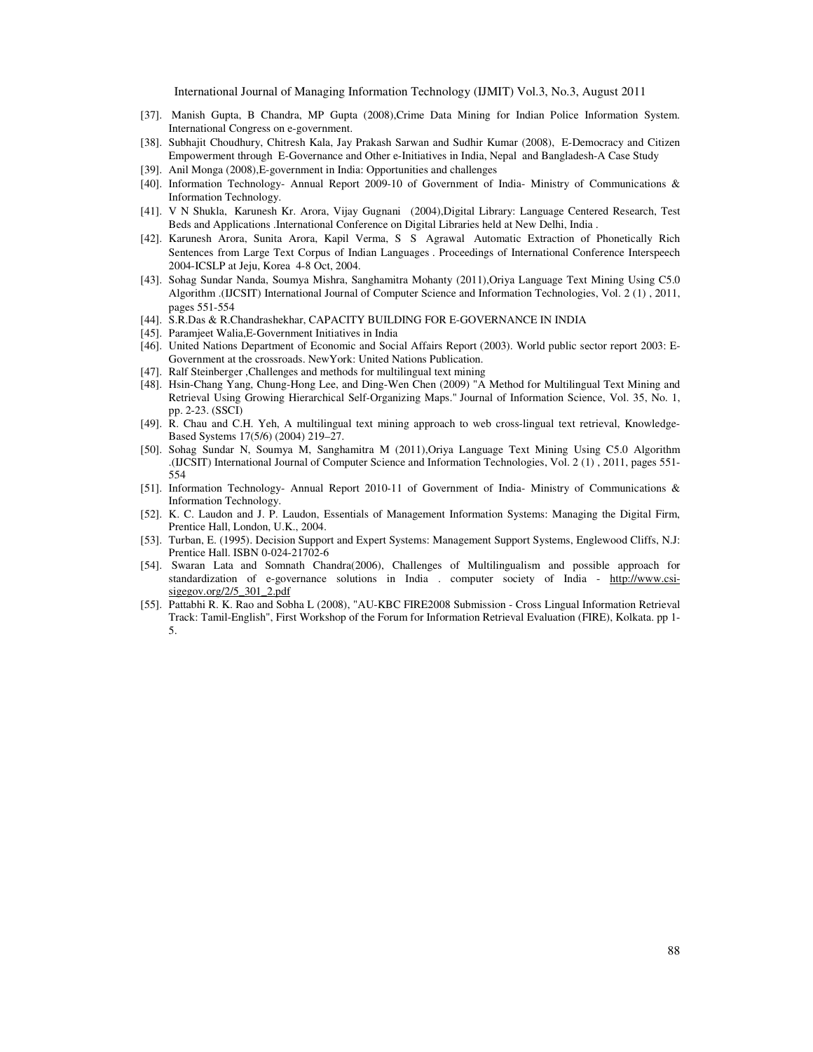[37]. Manish Gupta, B Chandra, MP Gupta (2008),Crime Data Mining for Indian Police Information System. International Congress on e-government.

[38]. Subhajit Choudhury, Chitresh Kala, Jay Prakash Sarwan and Sudhir Kumar (2008), E-Democracy and Citizen Empowerment through E-Governance and Other e-Initiatives in India, Nepal and Bangladesh-A Case Study

[39]. Anil Monga (2008),E-government in India: Opportunities and challenges

[40]. Information Technology- Annual Report 2009-10 of Government of India- Ministry of Communications & Information Technology.

[41]. V N Shukla, Karunesh Kr. Arora, Vijay Gugnani (2004),Digital Library: Language Centered Research, Test Beds and Applications .International Conference on Digital Libraries held at New Delhi, India .

[42]. Karunesh Arora, Sunita Arora, Kapil Verma, S S Agrawal Automatic Extraction of Phonetically Rich Sentences from Large Text Corpus of Indian Languages . Proceedings of International Conference Interspeech 2004-ICSLP at Jeju, Korea 4-8 Oct, 2004.

[43]. Sohag Sundar Nanda, Soumya Mishra, Sanghamitra Mohanty (2011),Oriya Language Text Mining Using C5.0 Algorithm .(IJCSIT) International Journal of Computer Science and Information Technologies, Vol. 2 (1) , 2011, pages 551-554

[44]. S.R.Das & R.Chandrashekhar, CAPACITY BUILDING FOR E-GOVERNANCE IN INDIA

[45]. Paramjeet Walia,E-Government Initiatives in India

[46]. United Nations Department of Economic and Social Affairs Report (2003). World public sector report 2003: E-Government at the crossroads. NewYork: United Nations Publication.

[47]. Ralf Steinberger ,Challenges and methods for multilingual text mining

[48]. Hsin-Chang Yang, Chung-Hong Lee, and Ding-Wen Chen (2009) "A Method for Multilingual Text Mining and Retrieval Using Growing Hierarchical Self-Organizing Maps." Journal of Information Science, Vol. 35, No. 1, pp. 2-23. (SSCI)

[49]. R. Chau and C.H. Yeh, A multilingual text mining approach to web cross-lingual text retrieval, Knowledge-Based Systems 17(5/6) (2004) 219–27.

[50]. Sohag Sundar N, Soumya M, Sanghamitra M (2011),Oriya Language Text Mining Using C5.0 Algorithm .(IJCSIT) International Journal of Computer Science and Information Technologies, Vol. 2 (1) , 2011, pages 551-554

[51]. Information Technology- Annual Report 2010-11 of Government of India- Ministry of Communications & Information Technology.

[52]. K. C. Laudon and J. P. Laudon, Essentials of Management Information Systems: Managing the Digital Firm, Prentice Hall, London, U.K., 2004.

[53]. Turban, E. (1995). Decision Support and Expert Systems: Management Support Systems, Englewood Cliffs, N.J: Prentice Hall. ISBN 0-024-21702-6

[54]. Swaran Lata and Somnath Chandra(2006), Challenges of Multilingualism and possible approach for standardization of e-governance solutions in India . computer society of India - http://www.csi-sigegov.org/2/5_301_2.pdf

[55]. Pattabhi R. K. Rao and Sobha L (2008), "AU-KBC FIRE2008 Submission - Cross Lingual Information Retrieval Track: Tamil-English", First Workshop of the Forum for Information Retrieval Evaluation (FIRE), Kolkata. pp 1-5.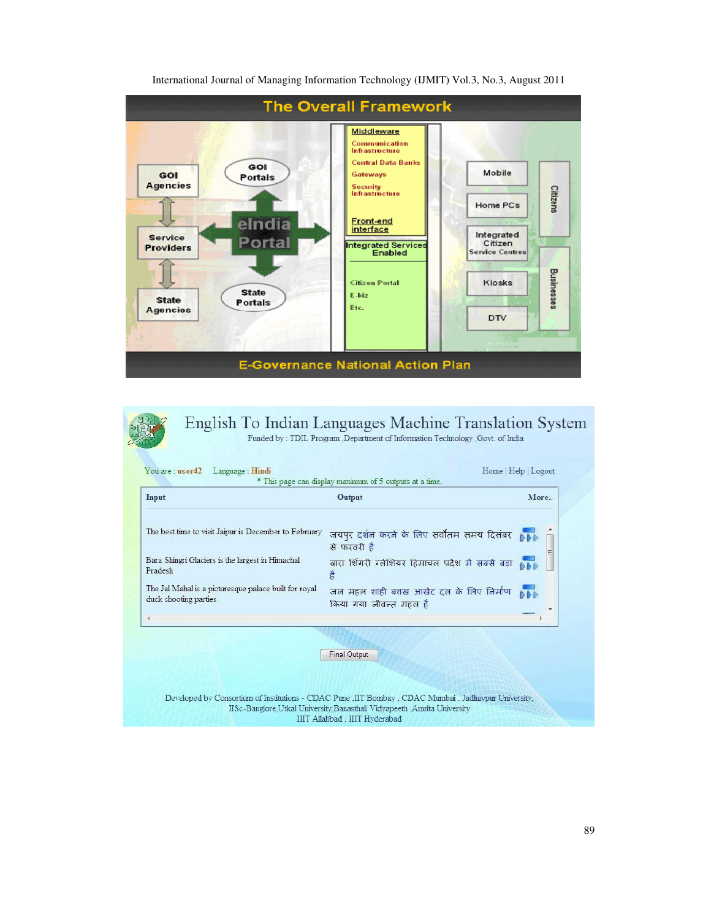**The Overall Framework**

- GOI Agencies
- GOI Portals
- Service Providers
- eIndia Portal
- State Agencies
- State Portals

Middleware
- Communication Infrastructure
- Central Data Banks
- Gateways
- Security Infrastructure

Front-end interface

Integrated Services Enabled
- Citizen Portal
- E-biz
- Etc.

- Mobile
- Home PCs
- Integrated Citizen Service Centres
- Kiosks
- DTV

Citizens

Businesses

**E-Governance National Action Plan**

# English To Indian Languages Machine Translation System

Funded by : TDIL Program ,Department of Information Technology ,Govt. of India

You are : **user42** Language : **Hindi**

Home | Help | Logout

\* This page can display maximum of 5 outputs at a time.

| Input | Output | More.. |
|---|---|---|
| The best time to visit Jaipur is December to February | जयपुर दर्शन करने के लिए सर्वोतम समय दिसंबर से फरवरी है | |
| Bara Shingri Glaciers is the largest in Himachal Pradesh | बारा शिंगरी ग्लेशियर हिमाचल प्रदेश मे सबसे बड़ा है | |
| The Jal Mahal is a picturesque palace built for royal duck shooting parties | जल महल शाही बतख आखेट दल के लिए निर्माण किया गया जीवन्त महल है | |

Final Output

Developed by Consortium of Institutions - CDAC Pune ,IIT Bombay , CDAC Mumbai , Jadhavpur University, IISc-Banglore,Utkal University,Banasthali Vidyapeeth ,Amrita University IIIT Allahbad , IIIT Hyderabad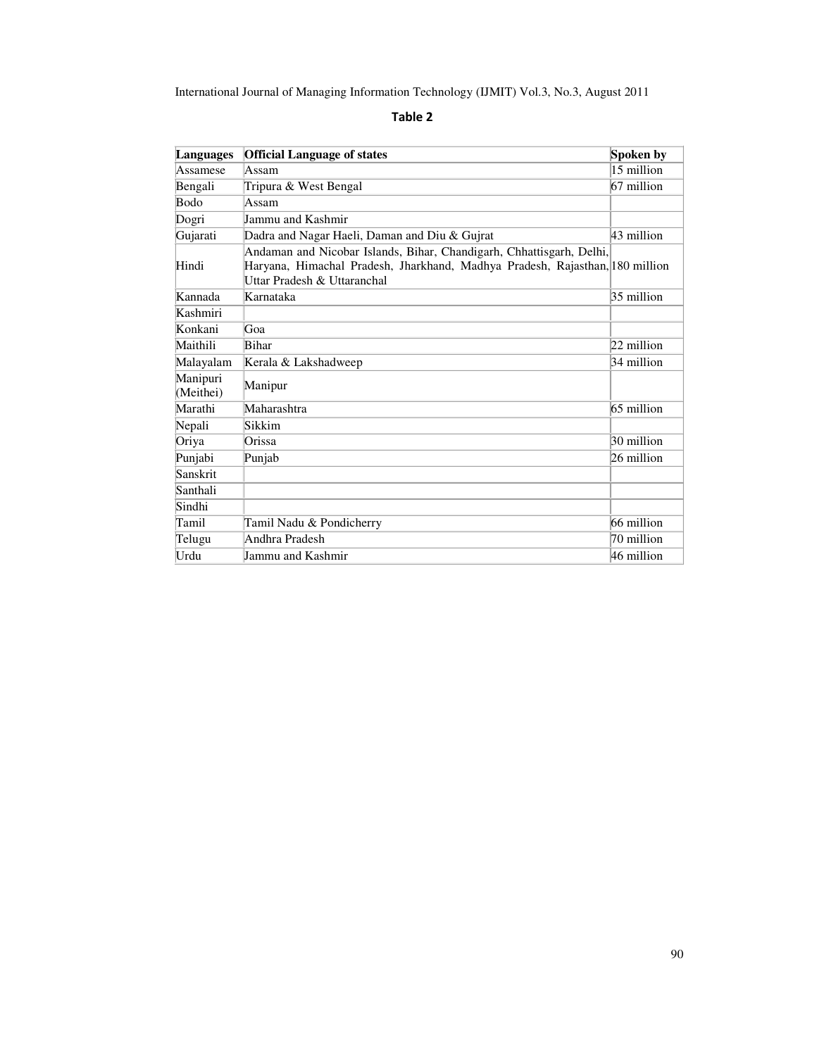**Table 2**

| Languages | Official Language of states | Spoken by |
|---|---|---|
| Assamese | Assam | 15 million |
| Bengali | Tripura & West Bengal | 67 million |
| Bodo | Assam | |
| Dogri | Jammu and Kashmir | |
| Gujarati | Dadra and Nagar Haeli, Daman and Diu & Gujrat | 43 million |
| Hindi | Andaman and Nicobar Islands, Bihar, Chandigarh, Chhattisgarh, Delhi, Haryana, Himachal Pradesh, Jharkhand, Madhya Pradesh, Rajasthan, Uttar Pradesh & Uttaranchal | 180 million |
| Kannada | Karnataka | 35 million |
| Kashmiri | | |
| Konkani | Goa | |
| Maithili | Bihar | 22 million |
| Malayalam | Kerala & Lakshadweep | 34 million |
| Manipuri (Meithei) | Manipur | |
| Marathi | Maharashtra | 65 million |
| Nepali | Sikkim | |
| Oriya | Orissa | 30 million |
| Punjabi | Punjab | 26 million |
| Sanskrit | | |
| Santhali | | |
| Sindhi | | |
| Tamil | Tamil Nadu & Pondicherry | 66 million |
| Telugu | Andhra Pradesh | 70 million |
| Urdu | Jammu and Kashmir | 46 million |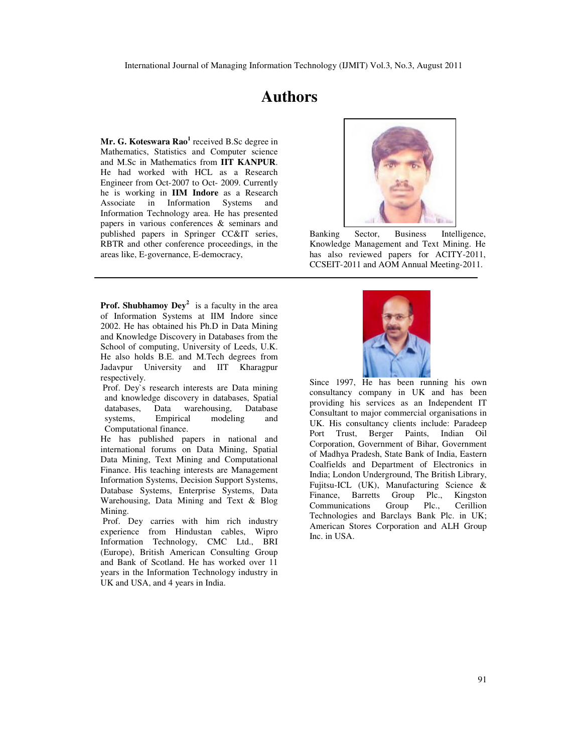# Authors

**Mr. G. Koteswara Rao**[1] received B.Sc degree in Mathematics, Statistics and Computer science and M.Sc in Mathematics from **IIT KANPUR**. He had worked with HCL as a Research Engineer from Oct-2007 to Oct- 2009. Currently he is working in **IIM Indore** as a Research Associate in Information Systems and Information Technology area. He has presented papers in various conferences & seminars and published papers in Springer CC&IT series, RBTR and other conference proceedings, in the areas like, E-governance, E-democracy, Banking Sector, Business Intelligence, Knowledge Management and Text Mining. He has also reviewed papers for ACITY-2011, CCSEIT-2011 and AOM Annual Meeting-2011.

---

**Prof. Shubhamoy Dey**[2] is a faculty in the area of Information Systems at IIM Indore since 2002. He has obtained his Ph.D in Data Mining and Knowledge Discovery in Databases from the School of computing, University of Leeds, U.K. He also holds B.E. and M.Tech degrees from Jadavpur University and IIT Kharagpur respectively.

Prof. Dey`s research interests are Data mining and knowledge discovery in databases, Spatial databases, Data warehousing, Database systems, Empirical modeling and Computational finance.

He has published papers in national and international forums on Data Mining, Spatial Data Mining, Text Mining and Computational Finance. His teaching interests are Management Information Systems, Decision Support Systems, Database Systems, Enterprise Systems, Data Warehousing, Data Mining and Text & Blog Mining.

Prof. Dey carries with him rich industry experience from Hindustan cables, Wipro Information Technology, CMC Ltd., BRI (Europe), British American Consulting Group and Bank of Scotland. He has worked over 11 years in the Information Technology industry in UK and USA, and 4 years in India. Since 1997, He has been running his own consultancy company in UK and has been providing his services as an Independent IT Consultant to major commercial organisations in UK. His consultancy clients include: Paradeep Port Trust, Berger Paints, Indian Oil Corporation, Government of Bihar, Government of Madhya Pradesh, State Bank of India, Eastern Coalfields and Department of Electronics in India; London Underground, The British Library, Fujitsu-ICL (UK), Manufacturing Science & Finance, Barretts Group Plc., Kingston Communications Group Plc., Cerillion Technologies and Barclays Bank Plc. in UK; American Stores Corporation and ALH Group Inc. in USA.